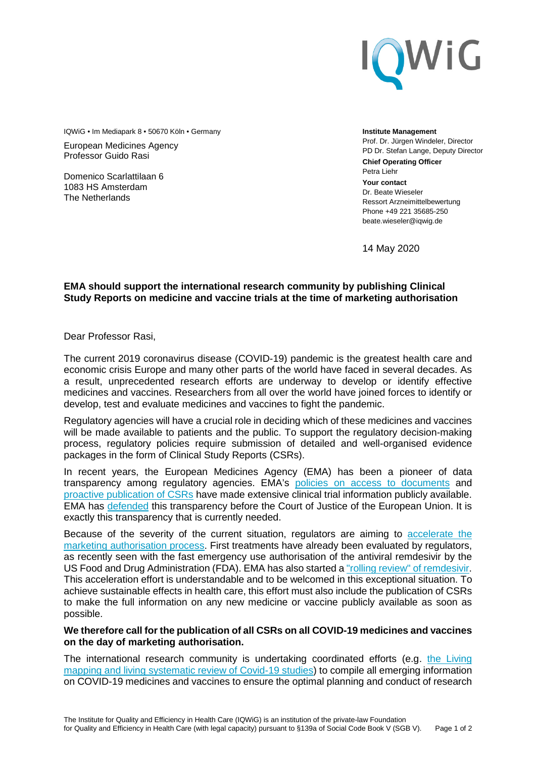IQWiG

IQWiG • Im Mediapark 8 • 50670 Köln • Germany

European Medicines Agency
Professor Guido Rasi

Domenico Scarlattilaan 6
1083 HS Amsterdam
The Netherlands

**Institute Management**
Prof. Dr. Jürgen Windeler, Director
PD Dr. Stefan Lange, Deputy Director

**Chief Operating Officer**
Petra Liehr

**Your contact**
Dr. Beate Wieseler
Ressort Arzneimittelbewertung
Phone +49 221 35685-250
beate.wieseler@iqwig.de

14 May 2020

**EMA should support the international research community by publishing Clinical Study Reports on medicine and vaccine trials at the time of marketing authorisation**

Dear Professor Rasi,

The current 2019 coronavirus disease (COVID-19) pandemic is the greatest health care and economic crisis Europe and many other parts of the world have faced in several decades. As a result, unprecedented research efforts are underway to develop or identify effective medicines and vaccines. Researchers from all over the world have joined forces to identify or develop, test and evaluate medicines and vaccines to fight the pandemic.

Regulatory agencies will have a crucial role in deciding which of these medicines and vaccines will be made available to patients and the public. To support the regulatory decision-making process, regulatory policies require submission of detailed and well-organised evidence packages in the form of Clinical Study Reports (CSRs).

In recent years, the European Medicines Agency (EMA) has been a pioneer of data transparency among regulatory agencies. EMA's policies on access to documents and proactive publication of CSRs have made extensive clinical trial information publicly available. EMA has defended this transparency before the Court of Justice of the European Union. It is exactly this transparency that is currently needed.

Because of the severity of the current situation, regulators are aiming to accelerate the marketing authorisation process. First treatments have already been evaluated by regulators, as recently seen with the fast emergency use authorisation of the antiviral remdesivir by the US Food and Drug Administration (FDA). EMA has also started a "rolling review" of remdesivir. This acceleration effort is understandable and to be welcomed in this exceptional situation. To achieve sustainable effects in health care, this effort must also include the publication of CSRs to make the full information on any new medicine or vaccine publicly available as soon as possible.

**We therefore call for the publication of all CSRs on all COVID-19 medicines and vaccines on the day of marketing authorisation.**

The international research community is undertaking coordinated efforts (e.g. the Living mapping and living systematic review of Covid-19 studies) to compile all emerging information on COVID-19 medicines and vaccines to ensure the optimal planning and conduct of research

The Institute for Quality and Efficiency in Health Care (IQWiG) is an institution of the private-law Foundation for Quality and Efficiency in Health Care (with legal capacity) pursuant to §139a of Social Code Book V (SGB V).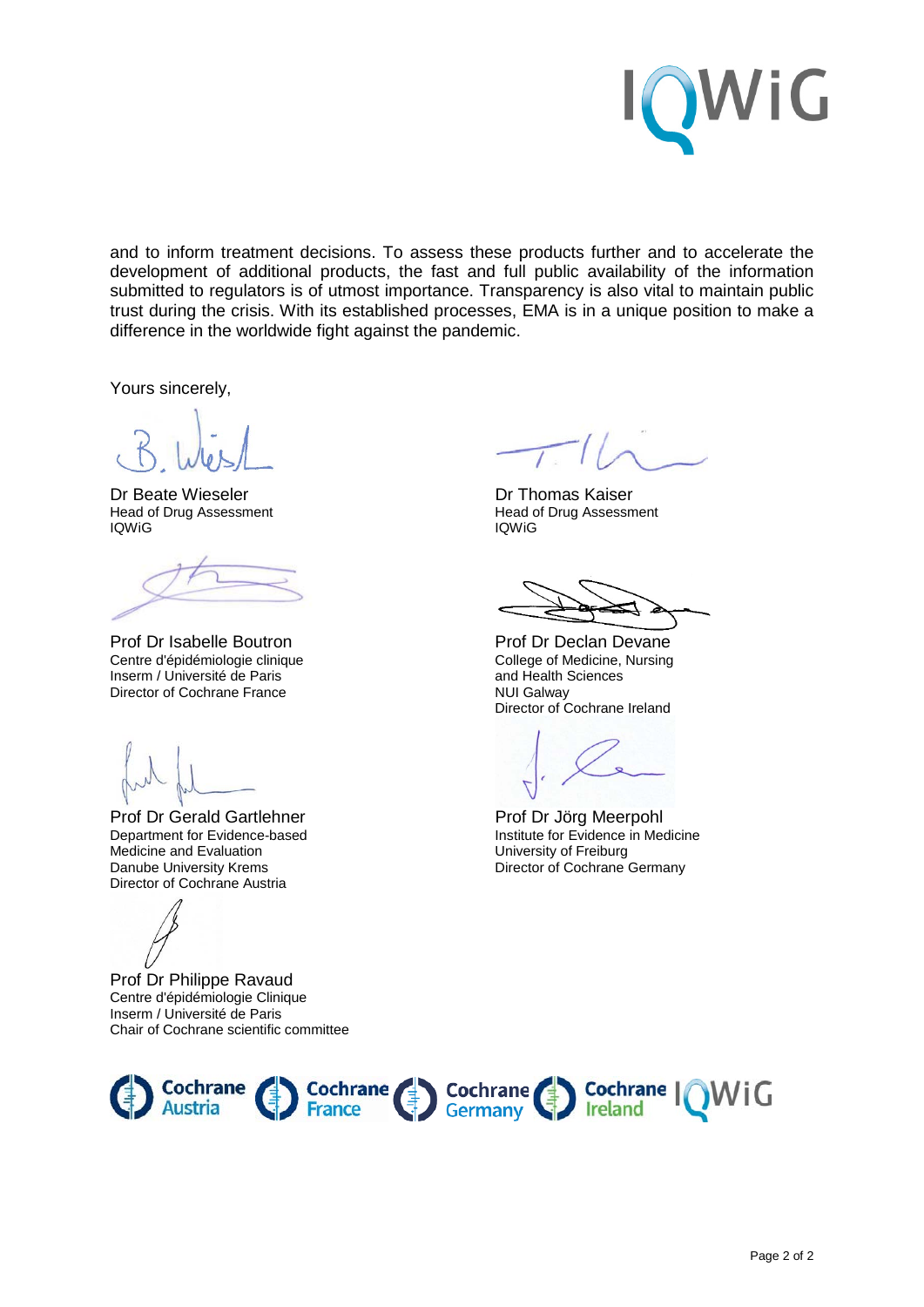and to inform treatment decisions. To assess these products further and to accelerate the development of additional products, the fast and full public availability of the information submitted to regulators is of utmost importance. Transparency is also vital to maintain public trust during the crisis. With its established processes, EMA is in a unique position to make a difference in the worldwide fight against the pandemic.

Yours sincerely,

Dr Beate Wieseler
Head of Drug Assessment
IQWiG

Dr Thomas Kaiser
Head of Drug Assessment
IQWiG

Prof Dr Isabelle Boutron
Centre d'épidémiologie clinique
Inserm / Université de Paris
Director of Cochrane France

Prof Dr Declan Devane
College of Medicine, Nursing and Health Sciences
NUI Galway
Director of Cochrane Ireland

Prof Dr Gerald Gartlehner
Department for Evidence-based Medicine and Evaluation
Danube University Krems
Director of Cochrane Austria

Prof Dr Jörg Meerpohl
Institute for Evidence in Medicine
University of Freiburg
Director of Cochrane Germany

Prof Dr Philippe Ravaud
Centre d'épidémiologie Clinique
Inserm / Université de Paris
Chair of Cochrane scientific committee

Cochrane Austria | Cochrane France | Cochrane Germany | Cochrane Ireland | IQWiG